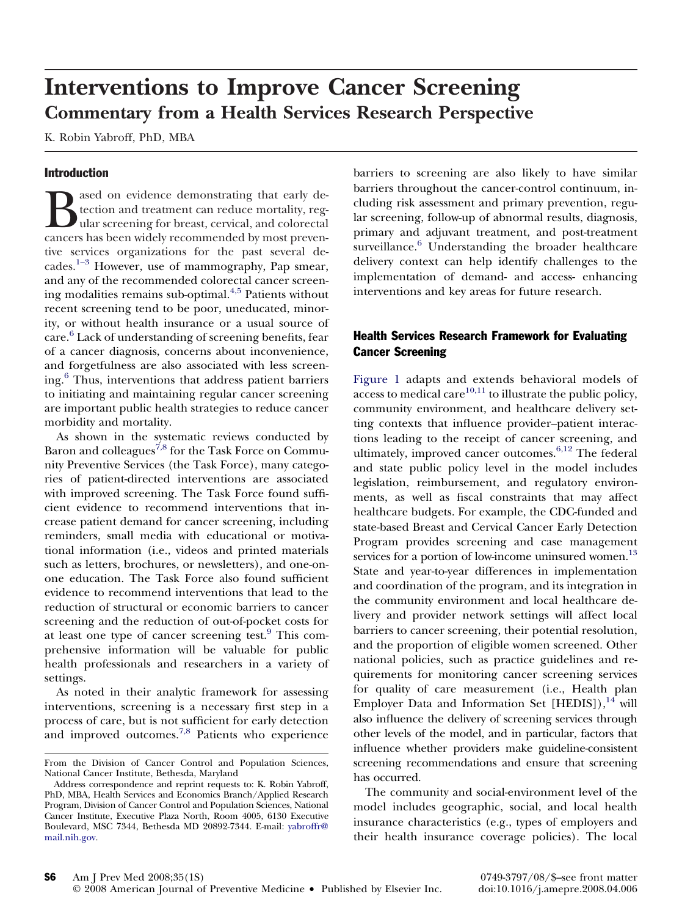# Interventions to Improve Cancer Screening

## Commentary from a Health Services Research Perspective

K. Robin Yabroff, PhD, MBA

### Introduction

Based on evidence demonstrating that early detection and treatment can reduce mortality, regular screening for breast, cervical, and colorectal cancers has been widely recommended by most preventive services organizations for the past several decades.[1–3] However, use of mammography, Pap smear, and any of the recommended colorectal cancer screening modalities remains sub-optimal.[4,5] Patients without recent screening tend to be poor, uneducated, minority, or without health insurance or a usual source of care.[6] Lack of understanding of screening benefits, fear of a cancer diagnosis, concerns about inconvenience, and forgetfulness are also associated with less screening.[6] Thus, interventions that address patient barriers to initiating and maintaining regular cancer screening are important public health strategies to reduce cancer morbidity and mortality.

As shown in the systematic reviews conducted by Baron and colleagues[7,8] for the Task Force on Community Preventive Services (the Task Force), many categories of patient-directed interventions are associated with improved screening. The Task Force found sufficient evidence to recommend interventions that increase patient demand for cancer screening, including reminders, small media with educational or motivational information (i.e., videos and printed materials such as letters, brochures, or newsletters), and one-on-one education. The Task Force also found sufficient evidence to recommend interventions that lead to the reduction of structural or economic barriers to cancer screening and the reduction of out-of-pocket costs for at least one type of cancer screening test.[9] This comprehensive information will be valuable for public health professionals and researchers in a variety of settings.

As noted in their analytic framework for assessing interventions, screening is a necessary first step in a process of care, but is not sufficient for early detection and improved outcomes.[7,8] Patients who experience barriers to screening are also likely to have similar barriers throughout the cancer-control continuum, including risk assessment and primary prevention, regular screening, follow-up of abnormal results, diagnosis, primary and adjuvant treatment, and post-treatment surveillance.[6] Understanding the broader healthcare delivery context can help identify challenges to the implementation of demand- and access- enhancing interventions and key areas for future research.

### Health Services Research Framework for Evaluating Cancer Screening

Figure 1 adapts and extends behavioral models of access to medical care[10,11] to illustrate the public policy, community environment, and healthcare delivery setting contexts that influence provider–patient interactions leading to the receipt of cancer screening, and ultimately, improved cancer outcomes.[6,12] The federal and state public policy level in the model includes legislation, reimbursement, and regulatory environments, as well as fiscal constraints that may affect healthcare budgets. For example, the CDC-funded and state-based Breast and Cervical Cancer Early Detection Program provides screening and case management services for a portion of low-income uninsured women.[13] State and year-to-year differences in implementation and coordination of the program, and its integration in the community environment and local healthcare delivery and provider network settings will affect local barriers to cancer screening, their potential resolution, and the proportion of eligible women screened. Other national policies, such as practice guidelines and requirements for monitoring cancer screening services for quality of care measurement (i.e., Health plan Employer Data and Information Set [HEDIS]),[14] will also influence the delivery of screening services through other levels of the model, and in particular, factors that influence whether providers make guideline-consistent screening recommendations and ensure that screening has occurred.

The community and social-environment level of the model includes geographic, social, and local health insurance characteristics (e.g., types of employers and their health insurance coverage policies). The local

From the Division of Cancer Control and Population Sciences, National Cancer Institute, Bethesda, Maryland

Address correspondence and reprint requests to: K. Robin Yabroff, PhD, MBA, Health Services and Economics Branch/Applied Research Program, Division of Cancer Control and Population Sciences, National Cancer Institute, Executive Plaza North, Room 4005, 6130 Executive Boulevard, MSC 7344, Bethesda MD 20892-7344. E-mail: yabroffr@mail.nih.gov.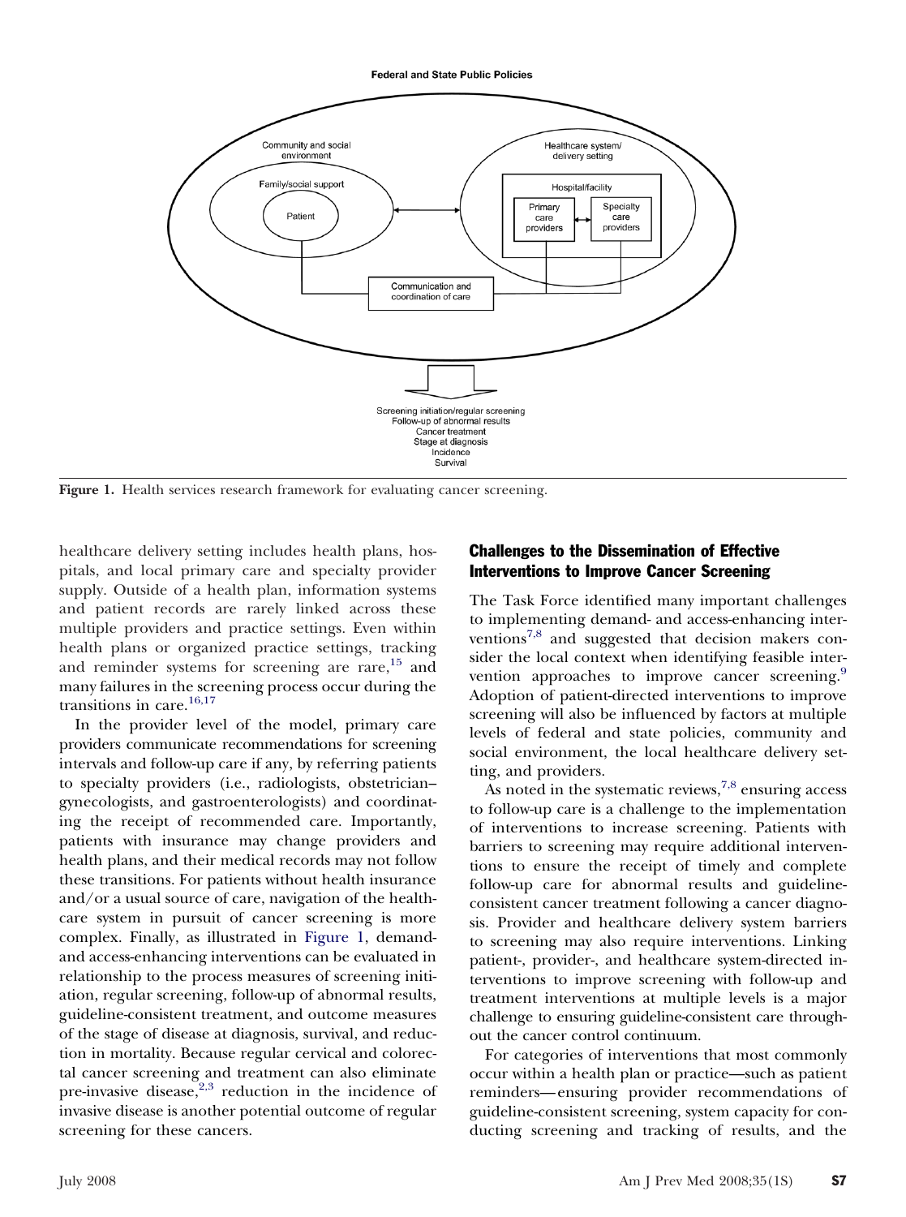**Figure 1.** Health services research framework for evaluating cancer screening.

healthcare delivery setting includes health plans, hospitals, and local primary care and specialty provider supply. Outside of a health plan, information systems and patient records are rarely linked across these multiple providers and practice settings. Even within health plans or organized practice settings, tracking and reminder systems for screening are rare,[15] and many failures in the screening process occur during the transitions in care.[16,17]

In the provider level of the model, primary care providers communicate recommendations for screening intervals and follow-up care if any, by referring patients to specialty providers (i.e., radiologists, obstetrician–gynecologists, and gastroenterologists) and coordinating the receipt of recommended care. Importantly, patients with insurance may change providers and health plans, and their medical records may not follow these transitions. For patients without health insurance and/or a usual source of care, navigation of the healthcare system in pursuit of cancer screening is more complex. Finally, as illustrated in Figure 1, demand- and access-enhancing interventions can be evaluated in relationship to the process measures of screening initiation, regular screening, follow-up of abnormal results, guideline-consistent treatment, and outcome measures of the stage of disease at diagnosis, survival, and reduction in mortality. Because regular cervical and colorectal cancer screening and treatment can also eliminate pre-invasive disease,[2,3] reduction in the incidence of invasive disease is another potential outcome of regular screening for these cancers.

## Challenges to the Dissemination of Effective Interventions to Improve Cancer Screening

The Task Force identified many important challenges to implementing demand- and access-enhancing interventions[7,8] and suggested that decision makers consider the local context when identifying feasible intervention approaches to improve cancer screening.[9] Adoption of patient-directed interventions to improve screening will also be influenced by factors at multiple levels of federal and state policies, community and social environment, the local healthcare delivery setting, and providers.

As noted in the systematic reviews,[7,8] ensuring access to follow-up care is a challenge to the implementation of interventions to increase screening. Patients with barriers to screening may require additional interventions to ensure the receipt of timely and complete follow-up care for abnormal results and guideline-consistent cancer treatment following a cancer diagnosis. Provider and healthcare delivery system barriers to screening may also require interventions. Linking patient-, provider-, and healthcare system-directed interventions to improve screening with follow-up and treatment interventions at multiple levels is a major challenge to ensuring guideline-consistent care throughout the cancer control continuum.

For categories of interventions that most commonly occur within a health plan or practice—such as patient reminders—ensuring provider recommendations of guideline-consistent screening, system capacity for conducting screening and tracking of results, and the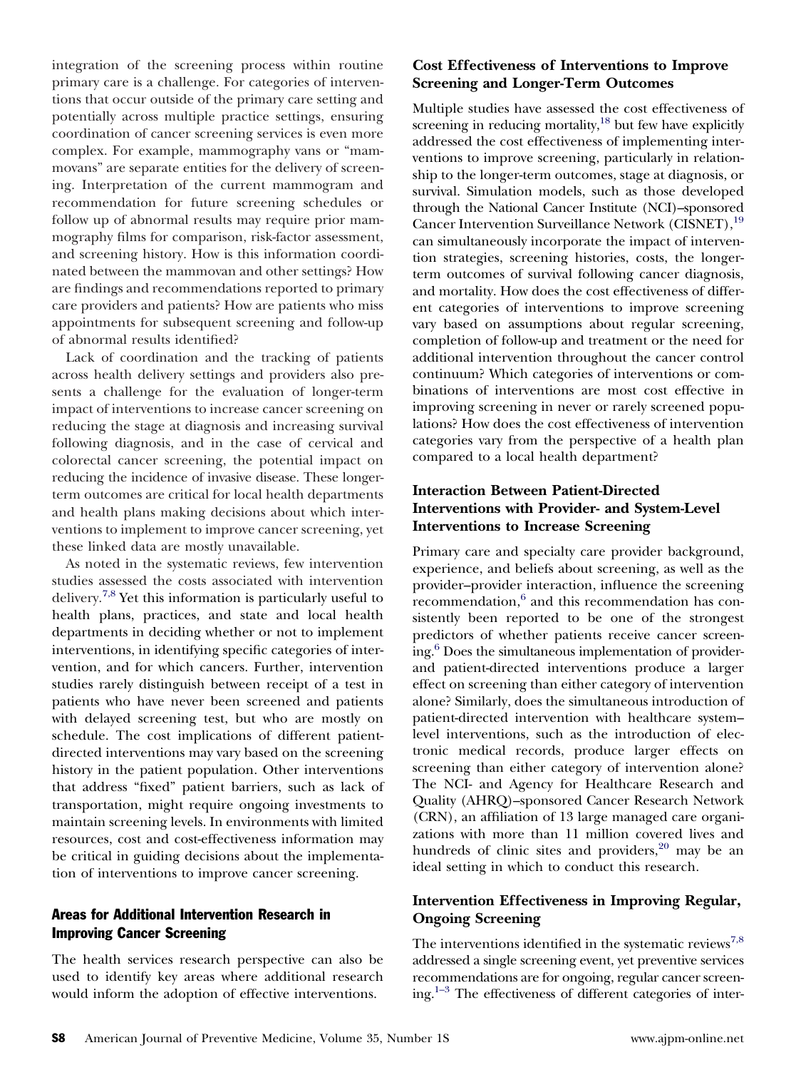integration of the screening process within routine primary care is a challenge. For categories of interventions that occur outside of the primary care setting and potentially across multiple practice settings, ensuring coordination of cancer screening services is even more complex. For example, mammography vans or "mammovans" are separate entities for the delivery of screening. Interpretation of the current mammogram and recommendation for future screening schedules or follow up of abnormal results may require prior mammography films for comparison, risk-factor assessment, and screening history. How is this information coordinated between the mammovan and other settings? How are findings and recommendations reported to primary care providers and patients? How are patients who miss appointments for subsequent screening and follow-up of abnormal results identified?

Lack of coordination and the tracking of patients across health delivery settings and providers also presents a challenge for the evaluation of longer-term impact of interventions to increase cancer screening on reducing the stage at diagnosis and increasing survival following diagnosis, and in the case of cervical and colorectal cancer screening, the potential impact on reducing the incidence of invasive disease. These longer-term outcomes are critical for local health departments and health plans making decisions about which interventions to implement to improve cancer screening, yet these linked data are mostly unavailable.

As noted in the systematic reviews, few intervention studies assessed the costs associated with intervention delivery.[7,8] Yet this information is particularly useful to health plans, practices, and state and local health departments in deciding whether or not to implement interventions, in identifying specific categories of intervention, and for which cancers. Further, intervention studies rarely distinguish between receipt of a test in patients who have never been screened and patients with delayed screening test, but who are mostly on schedule. The cost implications of different patient-directed interventions may vary based on the screening history in the patient population. Other interventions that address "fixed" patient barriers, such as lack of transportation, might require ongoing investments to maintain screening levels. In environments with limited resources, cost and cost-effectiveness information may be critical in guiding decisions about the implementation of interventions to improve cancer screening.

## Areas for Additional Intervention Research in Improving Cancer Screening

The health services research perspective can also be used to identify key areas where additional research would inform the adoption of effective interventions.

### Cost Effectiveness of Interventions to Improve Screening and Longer-Term Outcomes

Multiple studies have assessed the cost effectiveness of screening in reducing mortality,[18] but few have explicitly addressed the cost effectiveness of implementing interventions to improve screening, particularly in relationship to the longer-term outcomes, stage at diagnosis, or survival. Simulation models, such as those developed through the National Cancer Institute (NCI)–sponsored Cancer Intervention Surveillance Network (CISNET),[19] can simultaneously incorporate the impact of intervention strategies, screening histories, costs, the longer-term outcomes of survival following cancer diagnosis, and mortality. How does the cost effectiveness of different categories of interventions to improve screening vary based on assumptions about regular screening, completion of follow-up and treatment or the need for additional intervention throughout the cancer control continuum? Which categories of interventions or combinations of interventions are most cost effective in improving screening in never or rarely screened populations? How does the cost effectiveness of intervention categories vary from the perspective of a health plan compared to a local health department?

### Interaction Between Patient-Directed Interventions with Provider- and System-Level Interventions to Increase Screening

Primary care and specialty care provider background, experience, and beliefs about screening, as well as the provider–provider interaction, influence the screening recommendation,[6] and this recommendation has consistently been reported to be one of the strongest predictors of whether patients receive cancer screening.[6] Does the simultaneous implementation of provider- and patient-directed interventions produce a larger effect on screening than either category of intervention alone? Similarly, does the simultaneous introduction of patient-directed intervention with healthcare system–level interventions, such as the introduction of electronic medical records, produce larger effects on screening than either category of intervention alone? The NCI- and Agency for Healthcare Research and Quality (AHRQ)–sponsored Cancer Research Network (CRN), an affiliation of 13 large managed care organizations with more than 11 million covered lives and hundreds of clinic sites and providers,[20] may be an ideal setting in which to conduct this research.

### Intervention Effectiveness in Improving Regular, Ongoing Screening

The interventions identified in the systematic reviews[7,8] addressed a single screening event, yet preventive services recommendations are for ongoing, regular cancer screening.[1–3] The effectiveness of different categories of inter-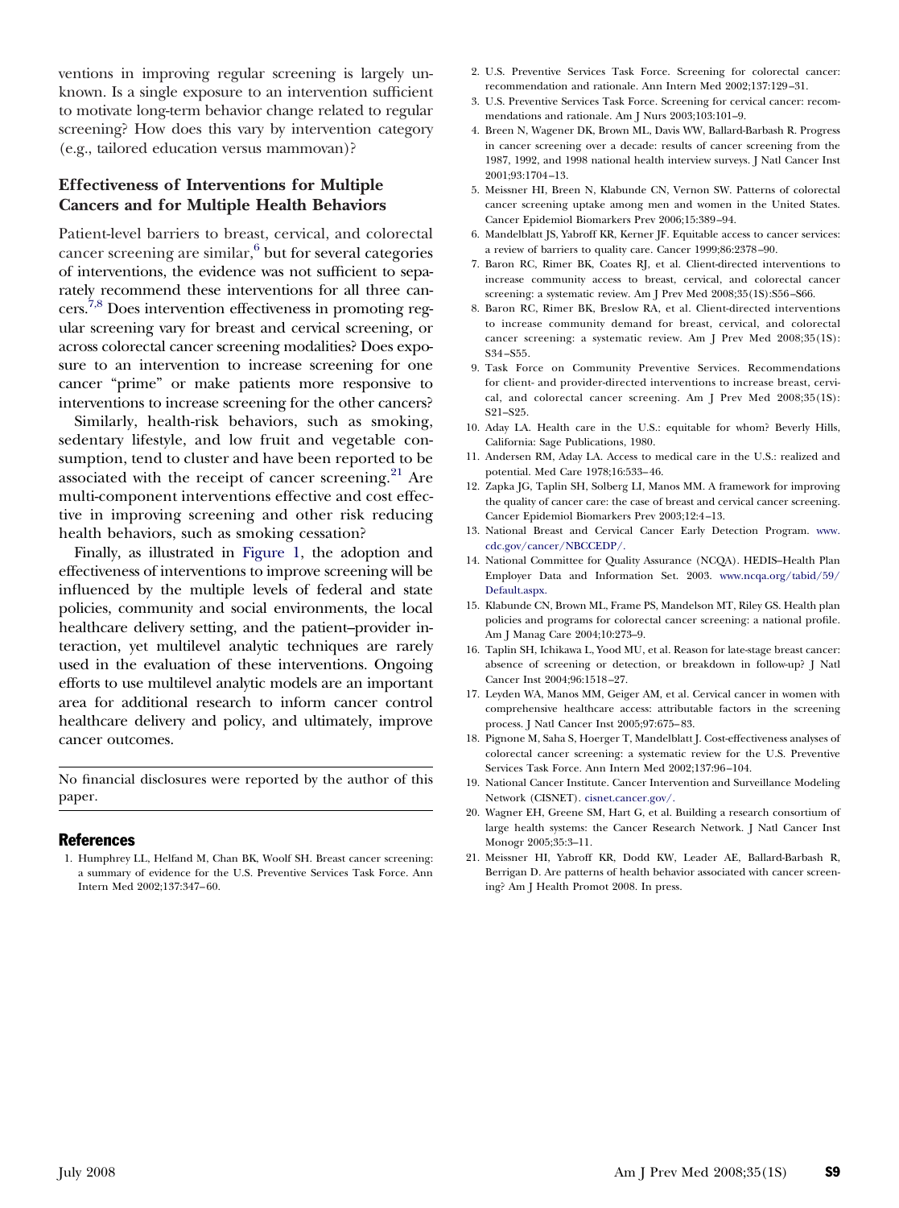ventions in improving regular screening is largely unknown. Is a single exposure to an intervention sufficient to motivate long-term behavior change related to regular screening? How does this vary by intervention category (e.g., tailored education versus mammovan)?

## Effectiveness of Interventions for Multiple Cancers and for Multiple Health Behaviors

Patient-level barriers to breast, cervical, and colorectal cancer screening are similar,[6] but for several categories of interventions, the evidence was not sufficient to separately recommend these interventions for all three cancers.[7,8] Does intervention effectiveness in promoting regular screening vary for breast and cervical screening, or across colorectal cancer screening modalities? Does exposure to an intervention to increase screening for one cancer "prime" or make patients more responsive to interventions to increase screening for the other cancers?

Similarly, health-risk behaviors, such as smoking, sedentary lifestyle, and low fruit and vegetable consumption, tend to cluster and have been reported to be associated with the receipt of cancer screening.[21] Are multi-component interventions effective and cost effective in improving screening and other risk reducing health behaviors, such as smoking cessation?

Finally, as illustrated in Figure 1, the adoption and effectiveness of interventions to improve screening will be influenced by the multiple levels of federal and state policies, community and social environments, the local healthcare delivery setting, and the patient–provider interaction, yet multilevel analytic techniques are rarely used in the evaluation of these interventions. Ongoing efforts to use multilevel analytic models are an important area for additional research to inform cancer control healthcare delivery and policy, and ultimately, improve cancer outcomes.

No financial disclosures were reported by the author of this paper.

## References

1. Humphrey LL, Helfand M, Chan BK, Woolf SH. Breast cancer screening: a summary of evidence for the U.S. Preventive Services Task Force. Ann Intern Med 2002;137:347–60.
2. U.S. Preventive Services Task Force. Screening for colorectal cancer: recommendation and rationale. Ann Intern Med 2002;137:129–31.
3. U.S. Preventive Services Task Force. Screening for cervical cancer: recommendations and rationale. Am J Nurs 2003;103:101–9.
4. Breen N, Wagener DK, Brown ML, Davis WW, Ballard-Barbash R. Progress in cancer screening over a decade: results of cancer screening from the 1987, 1992, and 1998 national health interview surveys. J Natl Cancer Inst 2001;93:1704–13.
5. Meissner HI, Breen N, Klabunde CN, Vernon SW. Patterns of colorectal cancer screening uptake among men and women in the United States. Cancer Epidemiol Biomarkers Prev 2006;15:389–94.
6. Mandelblatt JS, Yabroff KR, Kerner JF. Equitable access to cancer services: a review of barriers to quality care. Cancer 1999;86:2378–90.
7. Baron RC, Rimer BK, Coates RJ, et al. Client-directed interventions to increase community access to breast, cervical, and colorectal cancer screening: a systematic review. Am J Prev Med 2008;35(1S):S56–S66.
8. Baron RC, Rimer BK, Breslow RA, et al. Client-directed interventions to increase community demand for breast, cervical, and colorectal cancer screening: a systematic review. Am J Prev Med 2008;35(1S): S34–S55.
9. Task Force on Community Preventive Services. Recommendations for client- and provider-directed interventions to increase breast, cervical, and colorectal cancer screening. Am J Prev Med 2008;35(1S): S21–S25.
10. Aday LA. Health care in the U.S.: equitable for whom? Beverly Hills, California: Sage Publications, 1980.
11. Andersen RM, Aday LA. Access to medical care in the U.S.: realized and potential. Med Care 1978;16:533–46.
12. Zapka JG, Taplin SH, Solberg LI, Manos MM. A framework for improving the quality of cancer care: the case of breast and cervical cancer screening. Cancer Epidemiol Biomarkers Prev 2003;12:4–13.
13. National Breast and Cervical Cancer Early Detection Program. www.cdc.gov/cancer/NBCCEDP/.
14. National Committee for Quality Assurance (NCQA). HEDIS–Health Plan Employer Data and Information Set. 2003. www.ncqa.org/tabid/59/Default.aspx.
15. Klabunde CN, Brown ML, Frame PS, Mandelson MT, Riley GS. Health plan policies and programs for colorectal cancer screening: a national profile. Am J Manag Care 2004;10:273–9.
16. Taplin SH, Ichikawa L, Yood MU, et al. Reason for late-stage breast cancer: absence of screening or detection, or breakdown in follow-up? J Natl Cancer Inst 2004;96:1518–27.
17. Leyden WA, Manos MM, Geiger AM, et al. Cervical cancer in women with comprehensive healthcare access: attributable factors in the screening process. J Natl Cancer Inst 2005;97:675–83.
18. Pignone M, Saha S, Hoerger T, Mandelblatt J. Cost-effectiveness analyses of colorectal cancer screening: a systematic review for the U.S. Preventive Services Task Force. Ann Intern Med 2002;137:96–104.
19. National Cancer Institute. Cancer Intervention and Surveillance Modeling Network (CISNET). cisnet.cancer.gov/.
20. Wagner EH, Greene SM, Hart G, et al. Building a research consortium of large health systems: the Cancer Research Network. J Natl Cancer Inst Monogr 2005;35:3–11.
21. Meissner HI, Yabroff KR, Dodd KW, Leader AE, Ballard-Barbash R, Berrigan D. Are patterns of health behavior associated with cancer screening? Am J Health Promot 2008. In press.